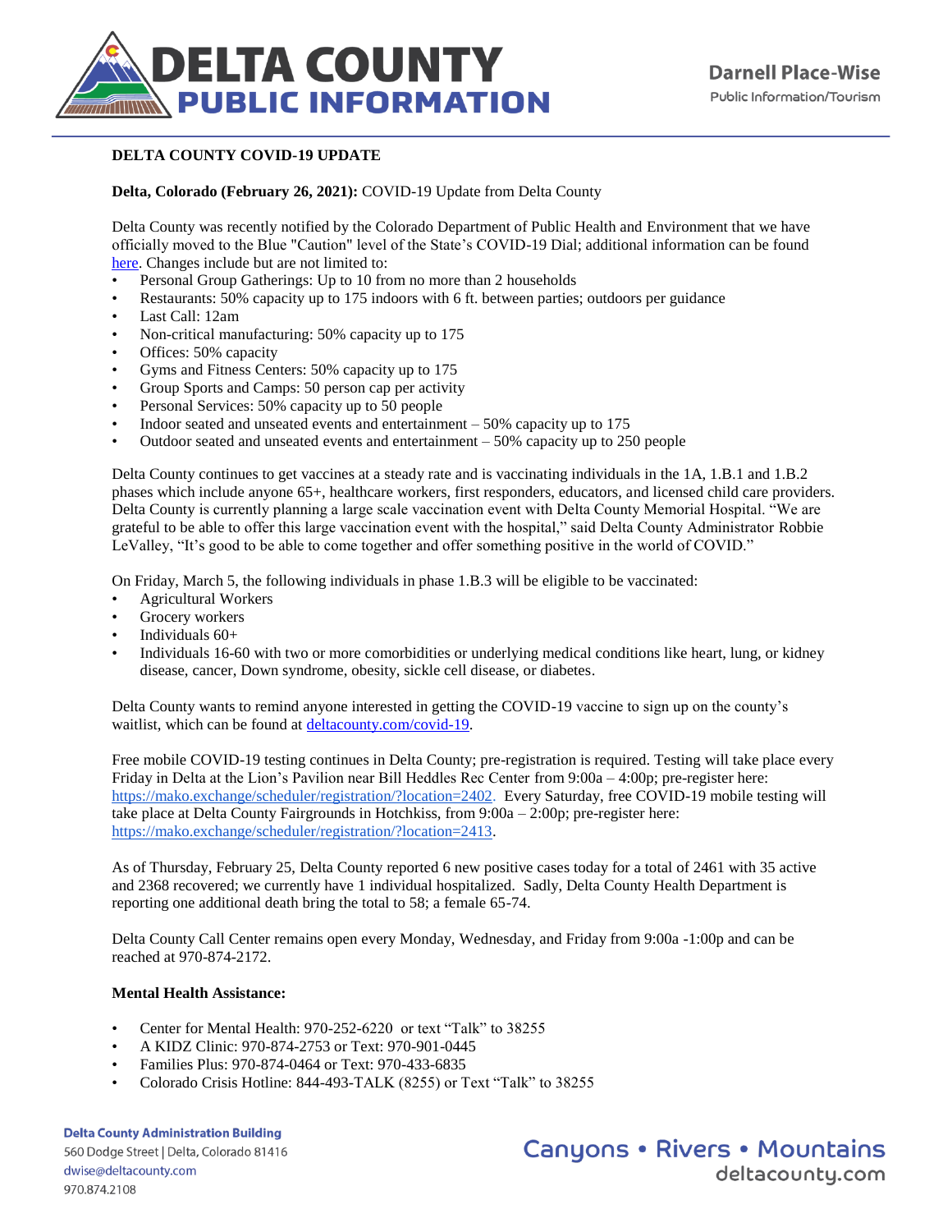# DELTA COUNTY PUBLIC INFORMATION

Darnell Place-Wise
Public Information/Tourism

**DELTA COUNTY COVID-19 UPDATE**

**Delta, Colorado (February 26, 2021):** COVID-19 Update from Delta County

Delta County was recently notified by the Colorado Department of Public Health and Environment that we have officially moved to the Blue "Caution" level of the State's COVID-19 Dial; additional information can be found here. Changes include but are not limited to:

- Personal Group Gatherings: Up to 10 from no more than 2 households
- Restaurants: 50% capacity up to 175 indoors with 6 ft. between parties; outdoors per guidance
- Last Call: 12am
- Non-critical manufacturing: 50% capacity up to 175
- Offices: 50% capacity
- Gyms and Fitness Centers: 50% capacity up to 175
- Group Sports and Camps: 50 person cap per activity
- Personal Services: 50% capacity up to 50 people
- Indoor seated and unseated events and entertainment – 50% capacity up to 175
- Outdoor seated and unseated events and entertainment – 50% capacity up to 250 people

Delta County continues to get vaccines at a steady rate and is vaccinating individuals in the 1A, 1.B.1 and 1.B.2 phases which include anyone 65+, healthcare workers, first responders, educators, and licensed child care providers. Delta County is currently planning a large scale vaccination event with Delta County Memorial Hospital. "We are grateful to be able to offer this large vaccination event with the hospital," said Delta County Administrator Robbie LeValley, "It's good to be able to come together and offer something positive in the world of COVID."

On Friday, March 5, the following individuals in phase 1.B.3 will be eligible to be vaccinated:

- Agricultural Workers
- Grocery workers
- Individuals 60+
- Individuals 16-60 with two or more comorbidities or underlying medical conditions like heart, lung, or kidney disease, cancer, Down syndrome, obesity, sickle cell disease, or diabetes.

Delta County wants to remind anyone interested in getting the COVID-19 vaccine to sign up on the county's waitlist, which can be found at deltacounty.com/covid-19.

Free mobile COVID-19 testing continues in Delta County; pre-registration is required. Testing will take place every Friday in Delta at the Lion's Pavilion near Bill Heddles Rec Center from 9:00a – 4:00p; pre-register here: https://mako.exchange/scheduler/registration/?location=2402. Every Saturday, free COVID-19 mobile testing will take place at Delta County Fairgrounds in Hotchkiss, from 9:00a – 2:00p; pre-register here: https://mako.exchange/scheduler/registration/?location=2413.

As of Thursday, February 25, Delta County reported 6 new positive cases today for a total of 2461 with 35 active and 2368 recovered; we currently have 1 individual hospitalized. Sadly, Delta County Health Department is reporting one additional death bring the total to 58; a female 65-74.

Delta County Call Center remains open every Monday, Wednesday, and Friday from 9:00a -1:00p and can be reached at 970-874-2172.

**Mental Health Assistance:**

- Center for Mental Health: 970-252-6220 or text "Talk" to 38255
- A KIDZ Clinic: 970-874-2753 or Text: 970-901-0445
- Families Plus: 970-874-0464 or Text: 970-433-6835
- Colorado Crisis Hotline: 844-493-TALK (8255) or Text "Talk" to 38255

**Delta County Administration Building**
560 Dodge Street | Delta, Colorado 81416
dwise@deltacounty.com
970.874.2108

Canyons • Rivers • Mountains
deltacounty.com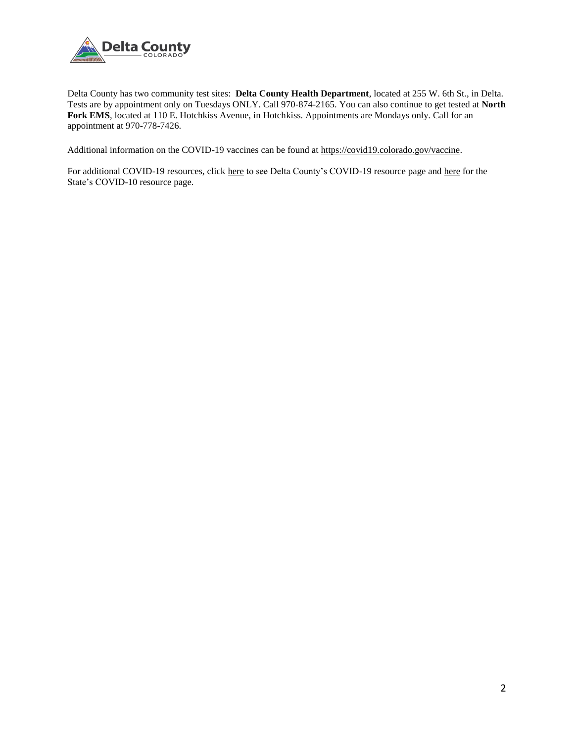Delta County has two community test sites: **Delta County Health Department**, located at 255 W. 6th St., in Delta. Tests are by appointment only on Tuesdays ONLY. Call 970-874-2165. You can also continue to get tested at **North Fork EMS**, located at 110 E. Hotchkiss Avenue, in Hotchkiss. Appointments are Mondays only. Call for an appointment at 970-778-7426.

Additional information on the COVID-19 vaccines can be found at https://covid19.colorado.gov/vaccine.

For additional COVID-19 resources, click here to see Delta County's COVID-19 resource page and here for the State's COVID-10 resource page.